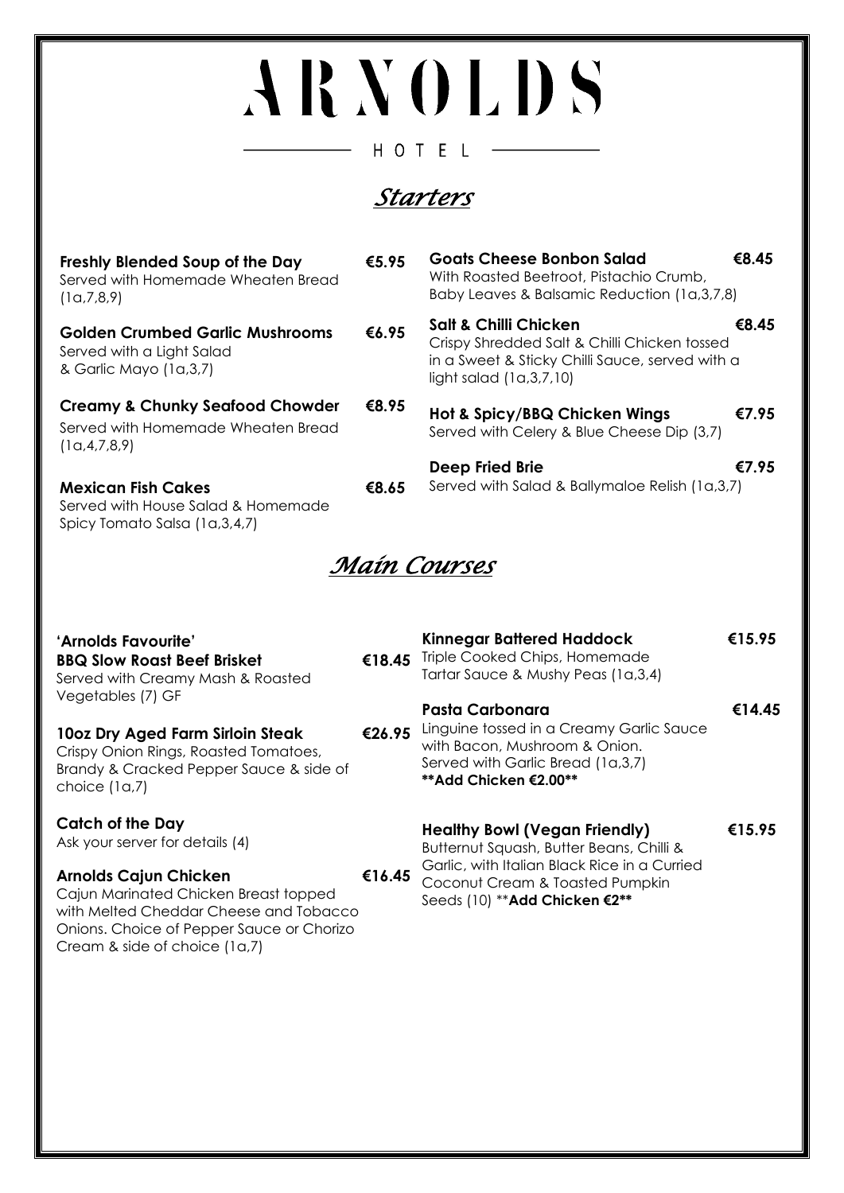# ARNOLDS

HOTEL

## *Starters*

**Freshly Blended Soup of the Day** **€5.95**
Served with Homemade Wheaten Bread (1a,7,8,9)

**Golden Crumbed Garlic Mushrooms** **€6.95**
Served with a Light Salad & Garlic Mayo (1a,3,7)

**Creamy & Chunky Seafood Chowder** **€8.95**
Served with Homemade Wheaten Bread (1a,4,7,8,9)

**Mexican Fish Cakes** **€8.65**
Served with House Salad & Homemade Spicy Tomato Salsa (1a,3,4,7)

**Goats Cheese Bonbon Salad** **€8.45**
With Roasted Beetroot, Pistachio Crumb, Baby Leaves & Balsamic Reduction (1a,3,7,8)

**Salt & Chilli Chicken** **€8.45**
Crispy Shredded Salt & Chilli Chicken tossed in a Sweet & Sticky Chilli Sauce, served with a light salad (1a,3,7,10)

**Hot & Spicy/BBQ Chicken Wings** **€7.95**
Served with Celery & Blue Cheese Dip (3,7)

**Deep Fried Brie** **€7.95**
Served with Salad & Ballymaloe Relish (1a,3,7)

## *Main Courses*

**'Arnolds Favourite'**
**BBQ Slow Roast Beef Brisket** **€18.45**
Served with Creamy Mash & Roasted Vegetables (7) GF

**10oz Dry Aged Farm Sirloin Steak** **€26.95**
Crispy Onion Rings, Roasted Tomatoes, Brandy & Cracked Pepper Sauce & side of choice (1a,7)

**Catch of the Day**
Ask your server for details (4)

**Arnolds Cajun Chicken** **€16.45**
Cajun Marinated Chicken Breast topped with Melted Cheddar Cheese and Tobacco Onions. Choice of Pepper Sauce or Chorizo Cream & side of choice (1a,7)

**Kinnegar Battered Haddock** **€15.95**
Triple Cooked Chips, Homemade Tartar Sauce & Mushy Peas (1a,3,4)

**Pasta Carbonara** **€14.45**
Linguine tossed in a Creamy Garlic Sauce with Bacon, Mushroom & Onion. Served with Garlic Bread (1a,3,7)
**\*\*Add Chicken €2.00\*\***

**Healthy Bowl (Vegan Friendly)** **€15.95**
Butternut Squash, Butter Beans, Chilli & Garlic, with Italian Black Rice in a Curried Coconut Cream & Toasted Pumpkin Seeds (10) \*\***Add Chicken €2\*\***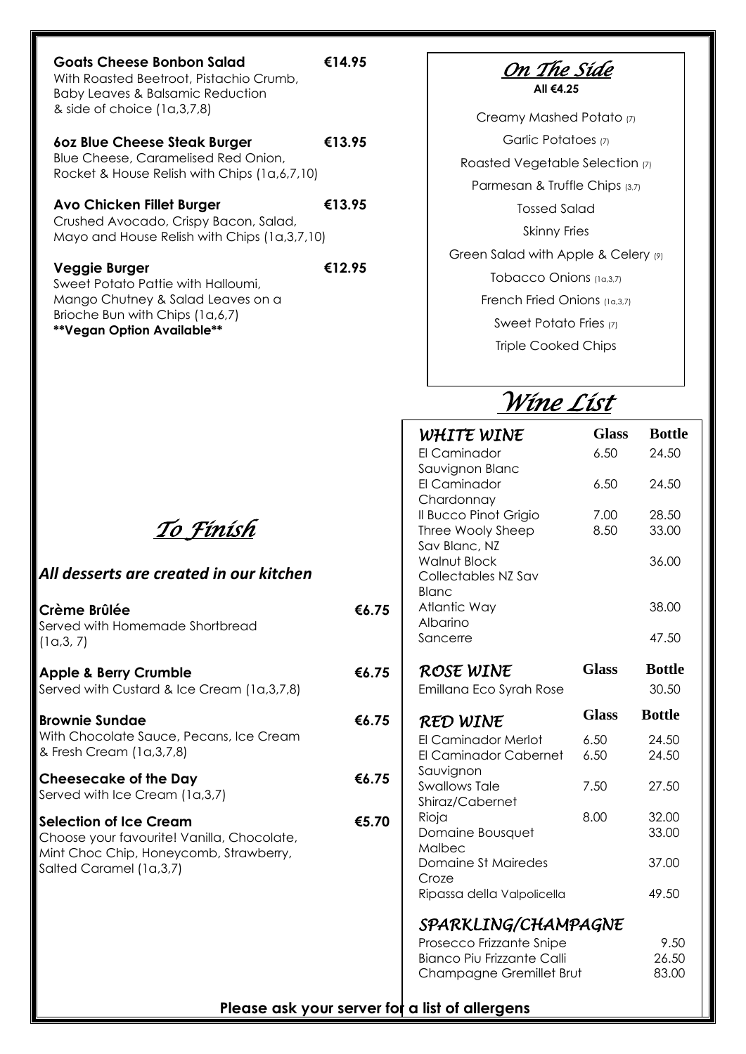**Goats Cheese Bonbon Salad** €14.95
With Roasted Beetroot, Pistachio Crumb, Baby Leaves & Balsamic Reduction & side of choice (1a,3,7,8)

**6oz Blue Cheese Steak Burger** €13.95
Blue Cheese, Caramelised Red Onion, Rocket & House Relish with Chips (1a,6,7,10)

**Avo Chicken Fillet Burger** €13.95
Crushed Avocado, Crispy Bacon, Salad, Mayo and House Relish with Chips (1a,3,7,10)

**Veggie Burger** €12.95
Sweet Potato Pattie with Halloumi, Mango Chutney & Salad Leaves on a Brioche Bun with Chips (1a,6,7)
**\*\*Vegan Option Available\*\***

## *On The Side*

**All €4.25**

Creamy Mashed Potato (7)
Garlic Potatoes (7)
Roasted Vegetable Selection (7)
Parmesan & Truffle Chips (3,7)
Tossed Salad
Skinny Fries
Green Salad with Apple & Celery (9)
Tobacco Onions (1a,3,7)
French Fried Onions (1a,3,7)
Sweet Potato Fries (7)
Triple Cooked Chips

## *To Finish*

***All desserts are created in our kitchen***

**Crème Brûlée** €6.75
Served with Homemade Shortbread (1a,3, 7)

**Apple & Berry Crumble** €6.75
Served with Custard & Ice Cream (1a,3,7,8)

**Brownie Sundae** €6.75
With Chocolate Sauce, Pecans, Ice Cream & Fresh Cream (1a,3,7,8)

**Cheesecake of the Day** €6.75
Served with Ice Cream (1a,3,7)

**Selection of Ice Cream** €5.70
Choose your favourite! Vanilla, Chocolate, Mint Choc Chip, Honeycomb, Strawberry, Salted Caramel (1a,3,7)

## *Wine List*

| *WHITE WINE* | **Glass** | **Bottle** |
|---|---|---|
| El Caminador Sauvignon Blanc | 6.50 | 24.50 |
| El Caminador Chardonnay | 6.50 | 24.50 |
| Il Bucco Pinot Grigio | 7.00 | 28.50 |
| Three Wooly Sheep Sav Blanc, NZ | 8.50 | 33.00 |
| Walnut Block Collectables NZ Sav Blanc | | 36.00 |
| Atlantic Way Albarino | | 38.00 |
| Sancerre | | 47.50 |

| *ROSE WINE* | **Glass** | **Bottle** |
|---|---|---|
| Emillana Eco Syrah Rose | | 30.50 |

| *RED WINE* | **Glass** | **Bottle** |
|---|---|---|
| El Caminador Merlot | 6.50 | 24.50 |
| El Caminador Cabernet Sauvignon | 6.50 | 24.50 |
| Swallows Tale Shiraz/Cabernet | 7.50 | 27.50 |
| Rioja | 8.00 | 32.00 |
| Domaine Bousquet Malbec | | 33.00 |
| Domaine St Mairedes Croze | | 37.00 |
| Ripassa della Valpolicella | | 49.50 |

| *SPARKLING/CHAMPAGNE* | |
|---|---|
| Prosecco Frizzante Snipe | 9.50 |
| Bianco Piu Frizzante Calli | 26.50 |
| Champagne Gremillet Brut | 83.00 |

**Please ask your server for a list of allergens**